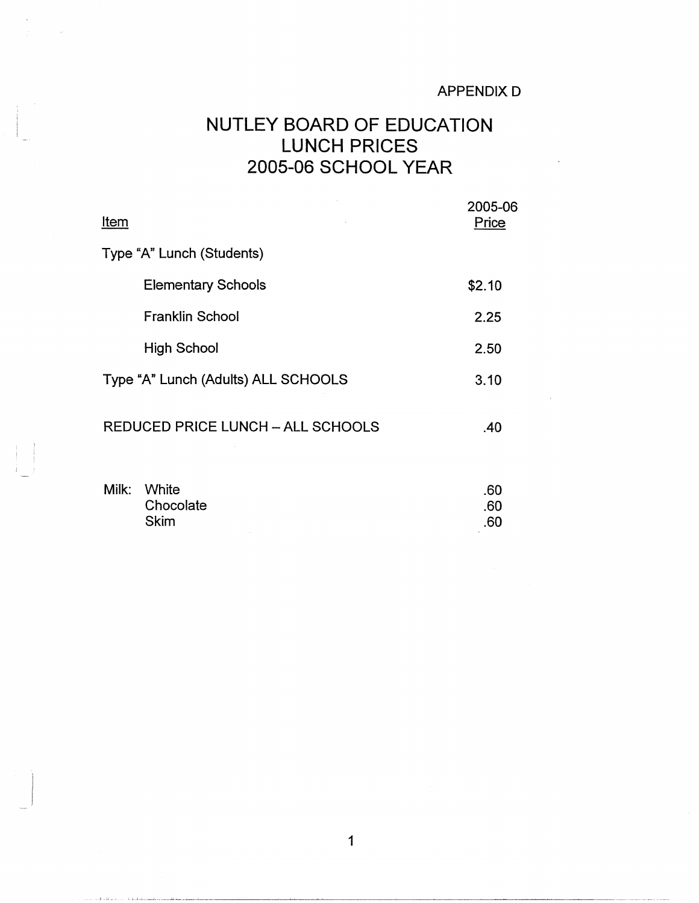APPENDIX D

# NUTLEY BOARD OF EDUCATION
# LUNCH PRICES
# 2005-06 SCHOOL YEAR

| Item | 2005-06 Price |
|---|---|
| Type "A" Lunch (Students) | |
| Elementary Schools | $2.10 |
| Franklin School | 2.25 |
| High School | 2.50 |
| Type "A" Lunch (Adults) ALL SCHOOLS | 3.10 |
| REDUCED PRICE LUNCH – ALL SCHOOLS | .40 |
| Milk: White | .60 |
| Chocolate | .60 |
| Skim | .60 |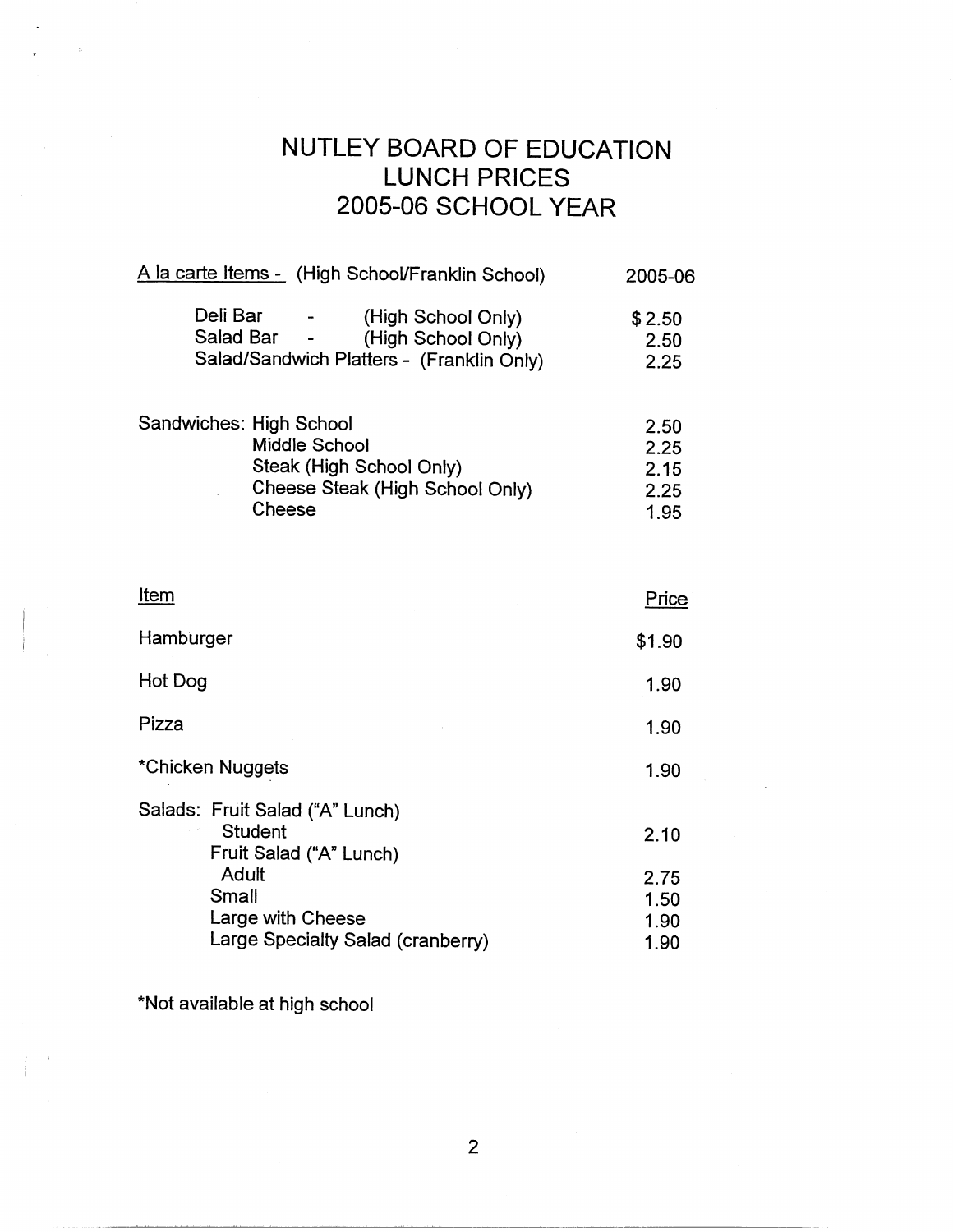# NUTLEY BOARD OF EDUCATION
# LUNCH PRICES
# 2005-06 SCHOOL YEAR

| A la carte Items - (High School/Franklin School) | 2005-06 |
|---|---|
| Deli Bar - (High School Only) | $ 2.50 |
| Salad Bar - (High School Only) | 2.50 |
| Salad/Sandwich Platters - (Franklin Only) | 2.25 |
| | |
| Sandwiches: High School | 2.50 |
| Middle School | 2.25 |
| Steak (High School Only) | 2.15 |
| Cheese Steak (High School Only) | 2.25 |
| Cheese | 1.95 |

| Item | Price |
|---|---|
| Hamburger | $1.90 |
| Hot Dog | 1.90 |
| Pizza | 1.90 |
| *Chicken Nuggets | 1.90 |
| Salads: Fruit Salad ("A" Lunch) Student | 2.10 |
| Fruit Salad ("A" Lunch) Adult | 2.75 |
| Small | 1.50 |
| Large with Cheese | 1.90 |
| Large Specialty Salad (cranberry) | 1.90 |

*Not available at high school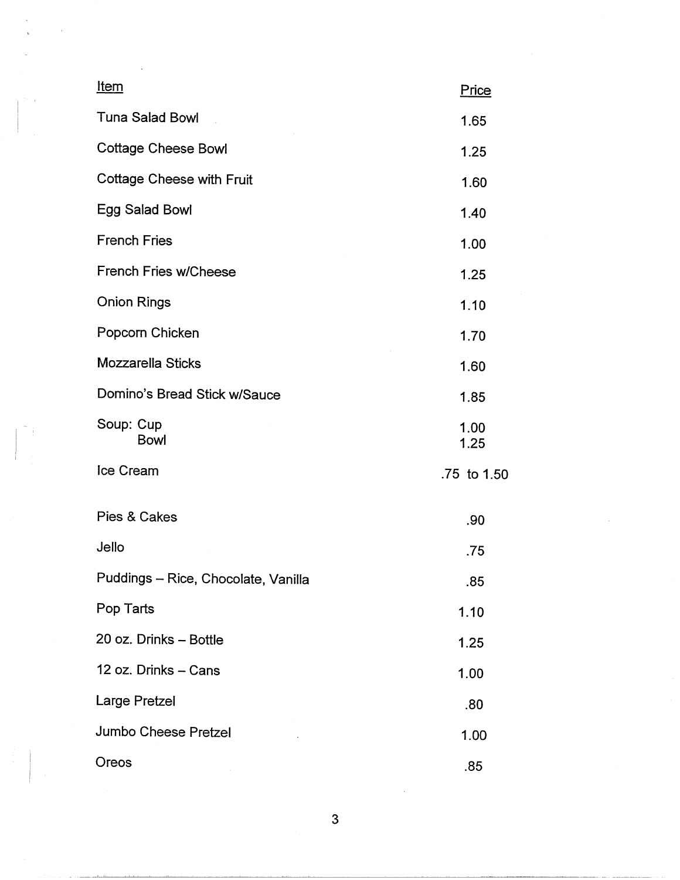| Item | Price |
|---|---|
| Tuna Salad Bowl | 1.65 |
| Cottage Cheese Bowl | 1.25 |
| Cottage Cheese with Fruit | 1.60 |
| Egg Salad Bowl | 1.40 |
| French Fries | 1.00 |
| French Fries w/Cheese | 1.25 |
| Onion Rings | 1.10 |
| Popcorn Chicken | 1.70 |
| Mozzarella Sticks | 1.60 |
| Domino's Bread Stick w/Sauce | 1.85 |
| Soup: Cup | 1.00 |
| Bowl | 1.25 |
| Ice Cream | .75 to 1.50 |
| Pies & Cakes | .90 |
| Jello | .75 |
| Puddings – Rice, Chocolate, Vanilla | .85 |
| Pop Tarts | 1.10 |
| 20 oz. Drinks – Bottle | 1.25 |
| 12 oz. Drinks – Cans | 1.00 |
| Large Pretzel | .80 |
| Jumbo Cheese Pretzel | 1.00 |
| Oreos | .85 |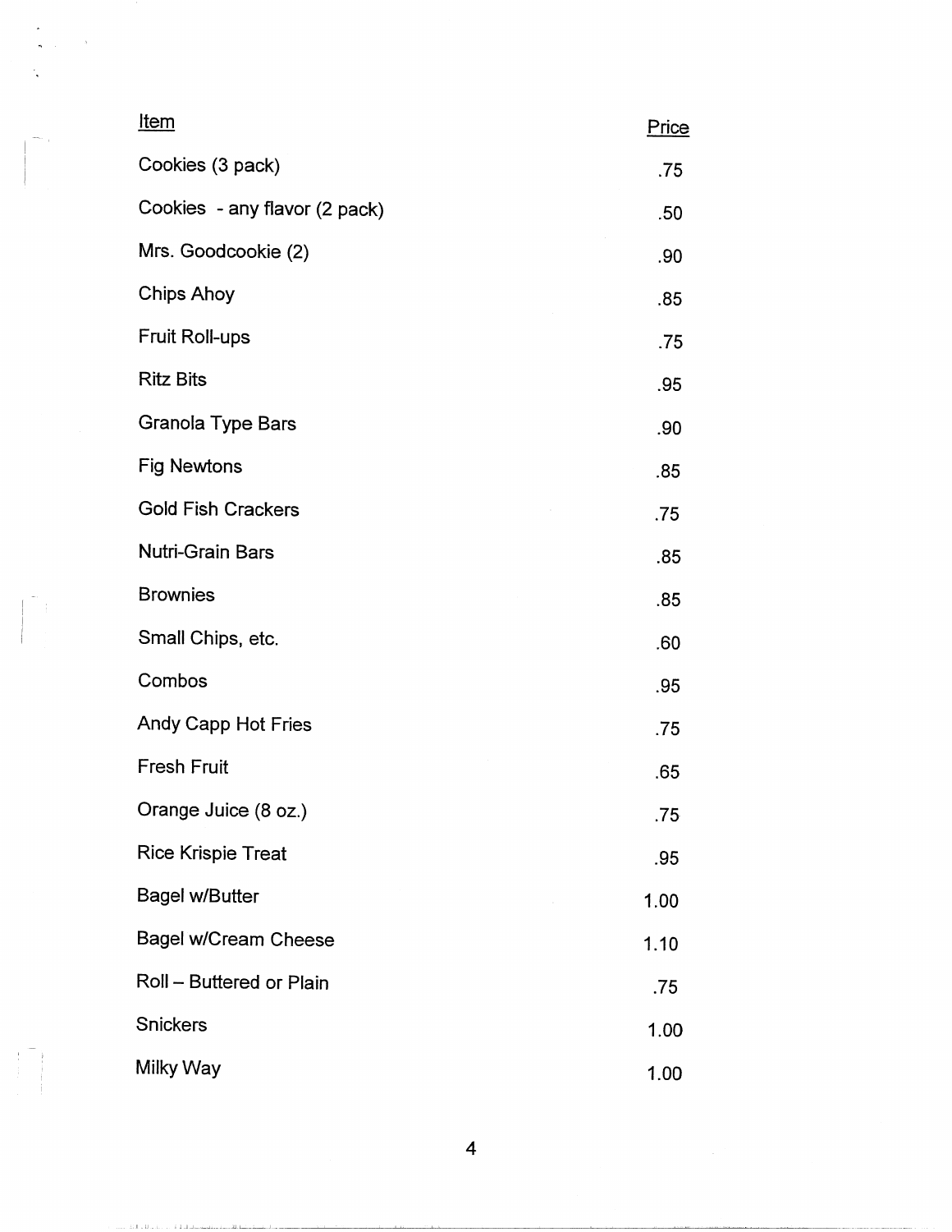| Item | Price |
|---|---|
| Cookies (3 pack) | .75 |
| Cookies - any flavor (2 pack) | .50 |
| Mrs. Goodcookie (2) | .90 |
| Chips Ahoy | .85 |
| Fruit Roll-ups | .75 |
| Ritz Bits | .95 |
| Granola Type Bars | .90 |
| Fig Newtons | .85 |
| Gold Fish Crackers | .75 |
| Nutri-Grain Bars | .85 |
| Brownies | .85 |
| Small Chips, etc. | .60 |
| Combos | .95 |
| Andy Capp Hot Fries | .75 |
| Fresh Fruit | .65 |
| Orange Juice (8 oz.) | .75 |
| Rice Krispie Treat | .95 |
| Bagel w/Butter | 1.00 |
| Bagel w/Cream Cheese | 1.10 |
| Roll – Buttered or Plain | .75 |
| Snickers | 1.00 |
| Milky Way | 1.00 |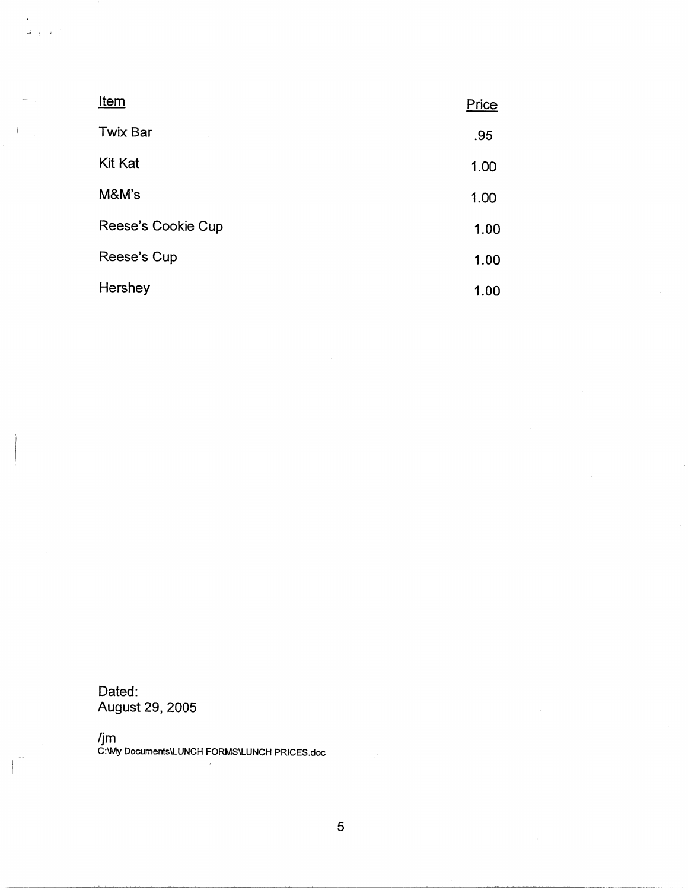| Item | Price |
| --- | --- |
| Twix Bar | .95 |
| Kit Kat | 1.00 |
| M&M's | 1.00 |
| Reese's Cookie Cup | 1.00 |
| Reese's Cup | 1.00 |
| Hershey | 1.00 |

Dated:
August 29, 2005

/jm
C:\My Documents\LUNCH FORMS\LUNCH PRICES.doc